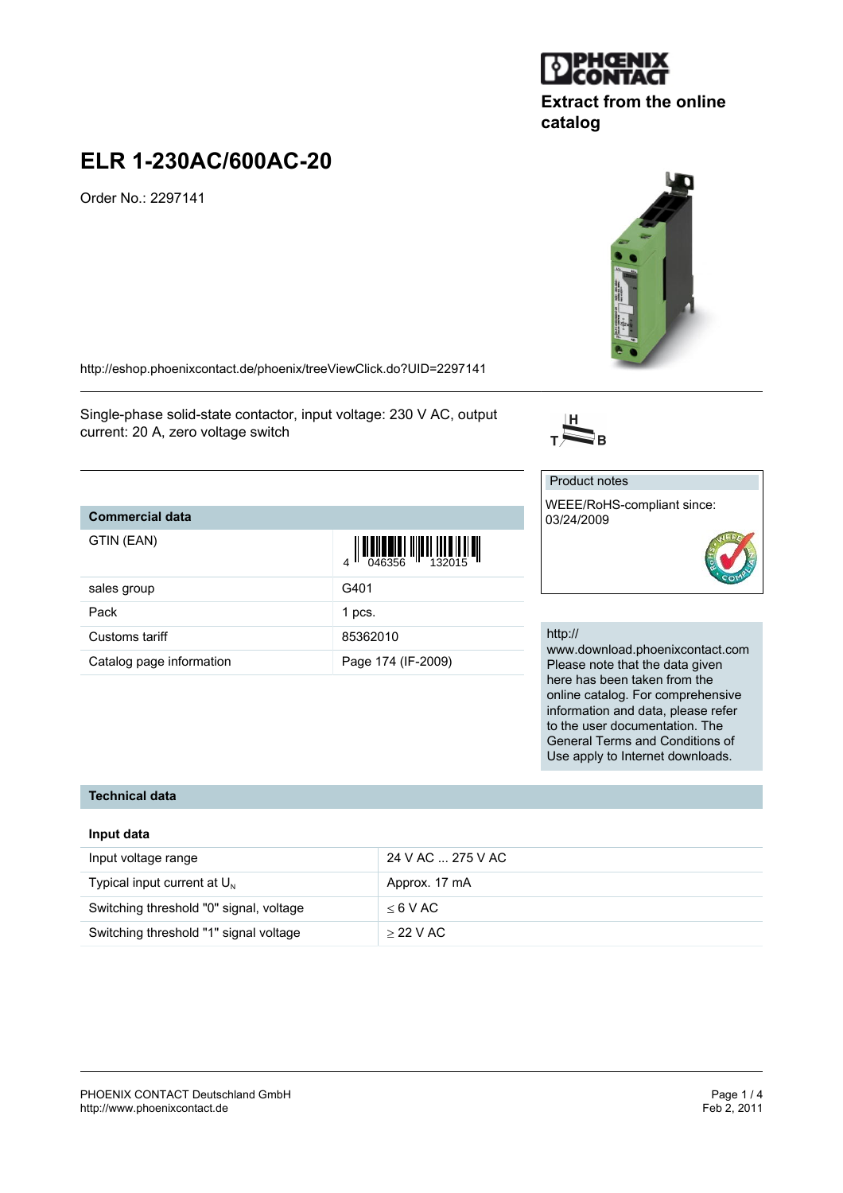Extract from the online catalog

# ELR 1-230AC/600AC-20

Order No.: 2297141

http://eshop.phoenixcontact.de/phoenix/treeViewClick.do?UID=2297141

Single-phase solid-state contactor, input voltage: 230 V AC, output current: 20 A, zero voltage switch

## Commercial data

| Commercial data | |
|---|---|
| GTIN (EAN) | 4 046356 132015 |
| sales group | G401 |
| Pack | 1 pcs. |
| Customs tariff | 85362010 |
| Catalog page information | Page 174 (IF-2009) |

Product notes

WEEE/RoHS-compliant since: 03/24/2009

http://www.download.phoenixcontact.com
Please note that the data given here has been taken from the online catalog. For comprehensive information and data, please refer to the user documentation. The General Terms and Conditions of Use apply to Internet downloads.

## Technical data

### Input data

| | |
|---|---|
| Input voltage range | 24 V AC ... 275 V AC |
| Typical input current at $U_N$ | Approx. 17 mA |
| Switching threshold "0" signal, voltage | $\leq$ 6 V AC |
| Switching threshold "1" signal voltage | $\geq$ 22 V AC |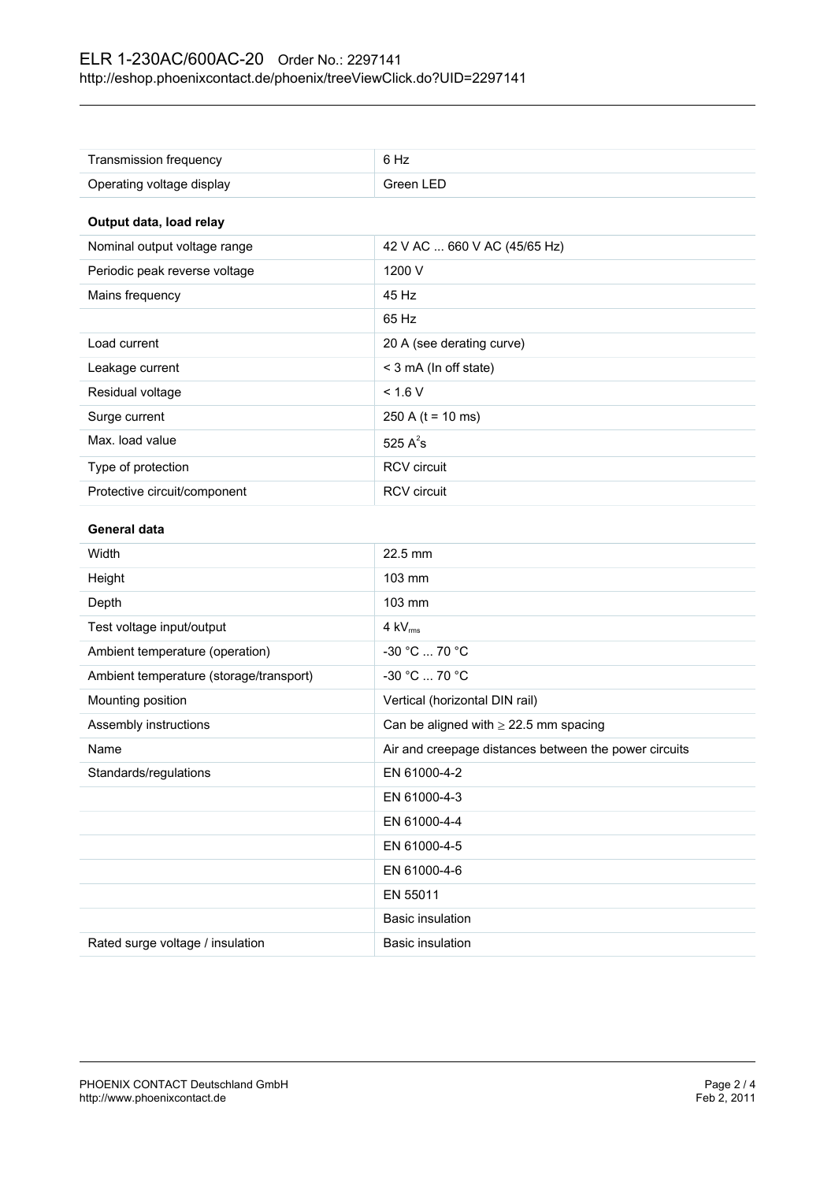| | |
|---|---|
| Transmission frequency | 6 Hz |
| Operating voltage display | Green LED |

**Output data, load relay**

| | |
|---|---|
| Nominal output voltage range | 42 V AC ... 660 V AC (45/65 Hz) |
| Periodic peak reverse voltage | 1200 V |
| Mains frequency | 45 Hz |
| | 65 Hz |
| Load current | 20 A (see derating curve) |
| Leakage current | < 3 mA (In off state) |
| Residual voltage | < 1.6 V |
| Surge current | 250 A (t = 10 ms) |
| Max. load value | 525 $A^2s$ |
| Type of protection | RCV circuit |
| Protective circuit/component | RCV circuit |

**General data**

| | |
|---|---|
| Width | 22.5 mm |
| Height | 103 mm |
| Depth | 103 mm |
| Test voltage input/output | 4 $kV_{rms}$ |
| Ambient temperature (operation) | -30 °C ... 70 °C |
| Ambient temperature (storage/transport) | -30 °C ... 70 °C |
| Mounting position | Vertical (horizontal DIN rail) |
| Assembly instructions | Can be aligned with ≥ 22.5 mm spacing |
| Name | Air and creepage distances between the power circuits |
| Standards/regulations | EN 61000-4-2 |
| | EN 61000-4-3 |
| | EN 61000-4-4 |
| | EN 61000-4-5 |
| | EN 61000-4-6 |
| | EN 55011 |
| | Basic insulation |
| Rated surge voltage / insulation | Basic insulation |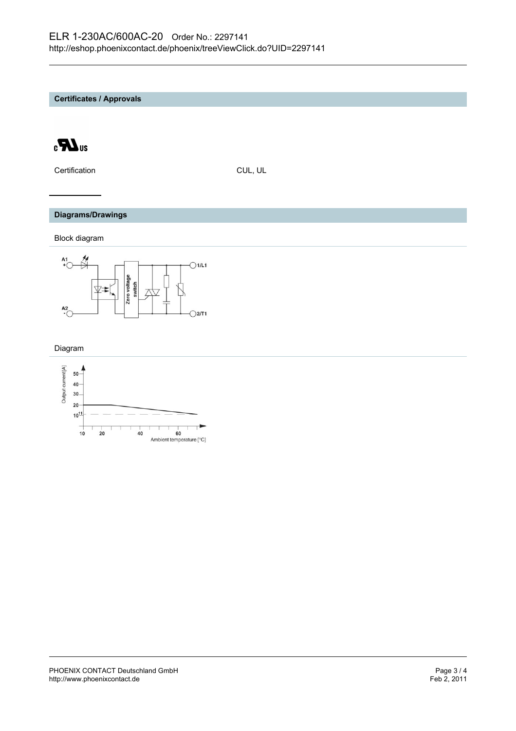## Certificates / Approvals

| Certification | CUL, UL |
|---|---|

## Diagrams/Drawings

Block diagram

Diagram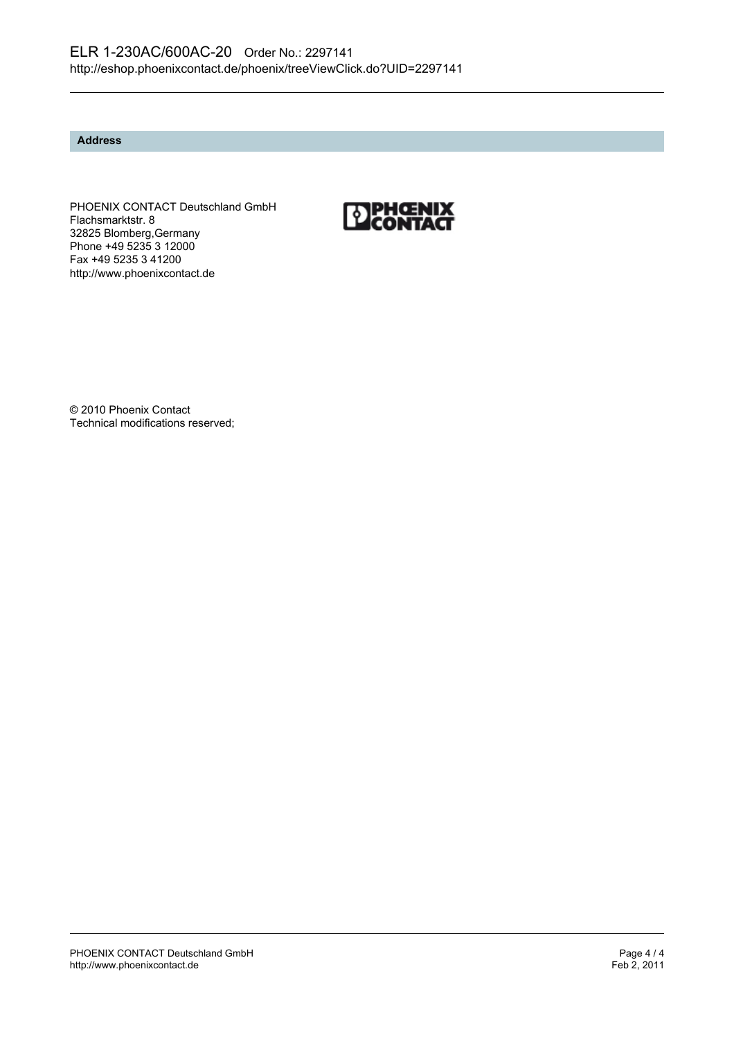## Address

PHOENIX CONTACT Deutschland GmbH
Flachsmarktstr. 8
32825 Blomberg,Germany
Phone +49 5235 3 12000
Fax +49 5235 3 41200
http://www.phoenixcontact.de

© 2010 Phoenix Contact
Technical modifications reserved;